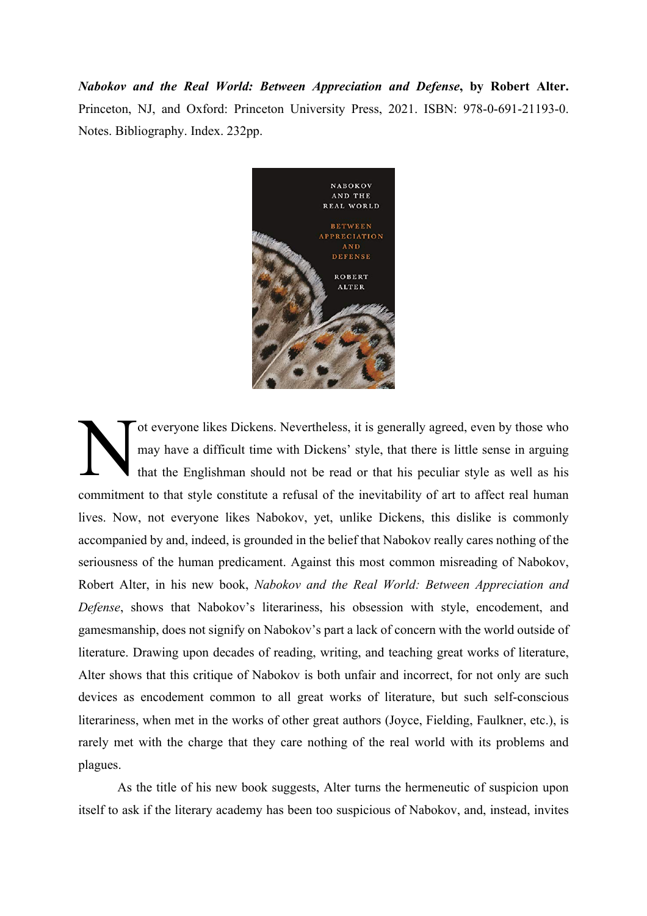***Nabokov and the Real World: Between Appreciation and Defense*, by Robert Alter.** Princeton, NJ, and Oxford: Princeton University Press, 2021. ISBN: 978-0-691-21193-0. Notes. Bibliography. Index. 232pp.

Not everyone likes Dickens. Nevertheless, it is generally agreed, even by those who may have a difficult time with Dickens' style, that there is little sense in arguing that the Englishman should not be read or that his peculiar style as well as his commitment to that style constitute a refusal of the inevitability of art to affect real human lives. Now, not everyone likes Nabokov, yet, unlike Dickens, this dislike is commonly accompanied by and, indeed, is grounded in the belief that Nabokov really cares nothing of the seriousness of the human predicament. Against this most common misreading of Nabokov, Robert Alter, in his new book, *Nabokov and the Real World: Between Appreciation and Defense*, shows that Nabokov's literariness, his obsession with style, encodement, and gamesmanship, does not signify on Nabokov's part a lack of concern with the world outside of literature. Drawing upon decades of reading, writing, and teaching great works of literature, Alter shows that this critique of Nabokov is both unfair and incorrect, for not only are such devices as encodement common to all great works of literature, but such self-conscious literariness, when met in the works of other great authors (Joyce, Fielding, Faulkner, etc.), is rarely met with the charge that they care nothing of the real world with its problems and plagues.

As the title of his new book suggests, Alter turns the hermeneutic of suspicion upon itself to ask if the literary academy has been too suspicious of Nabokov, and, instead, invites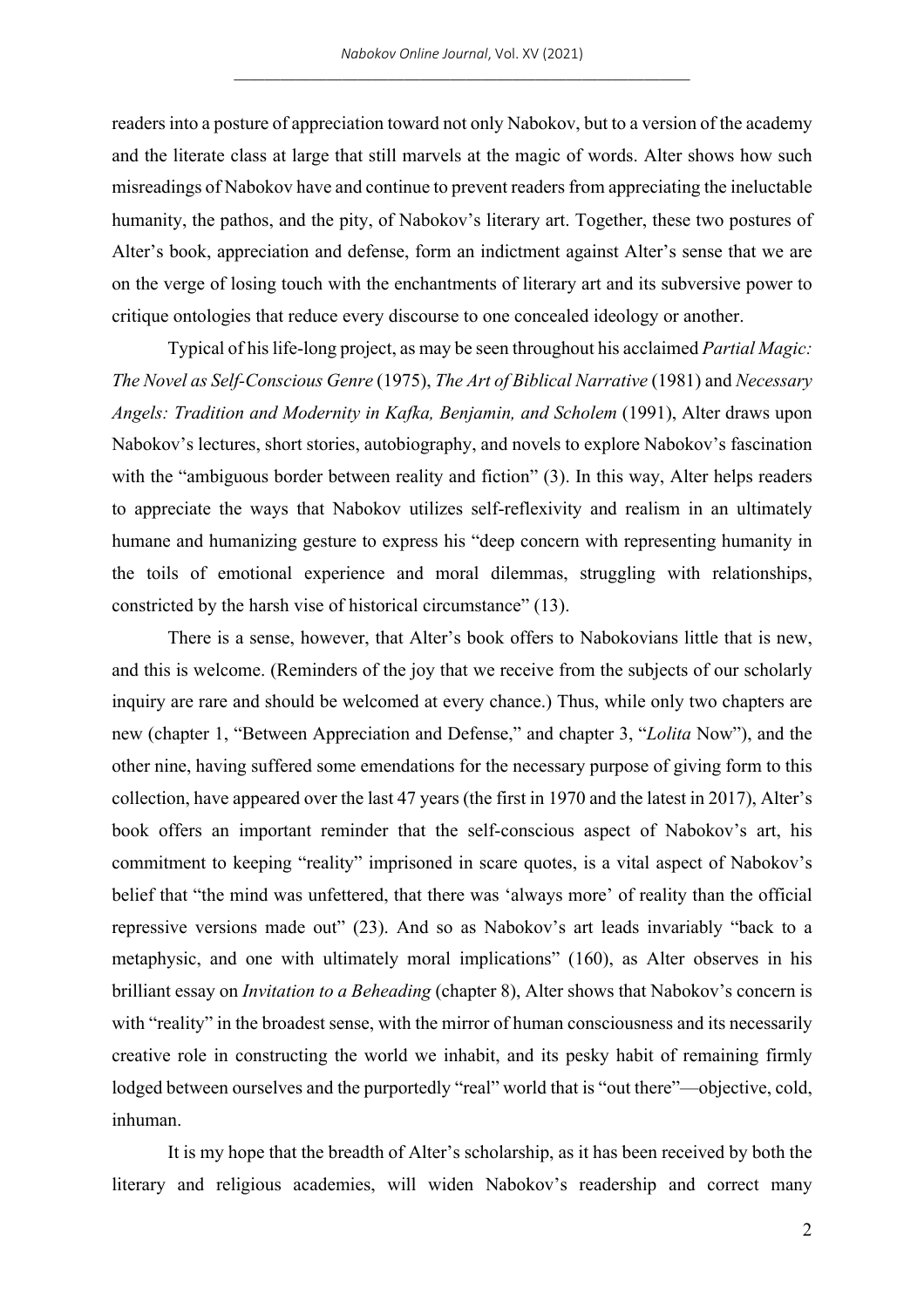readers into a posture of appreciation toward not only Nabokov, but to a version of the academy and the literate class at large that still marvels at the magic of words. Alter shows how such misreadings of Nabokov have and continue to prevent readers from appreciating the ineluctable humanity, the pathos, and the pity, of Nabokov's literary art. Together, these two postures of Alter's book, appreciation and defense, form an indictment against Alter's sense that we are on the verge of losing touch with the enchantments of literary art and its subversive power to critique ontologies that reduce every discourse to one concealed ideology or another.

Typical of his life-long project, as may be seen throughout his acclaimed *Partial Magic: The Novel as Self-Conscious Genre* (1975), *The Art of Biblical Narrative* (1981) and *Necessary Angels: Tradition and Modernity in Kafka, Benjamin, and Scholem* (1991), Alter draws upon Nabokov's lectures, short stories, autobiography, and novels to explore Nabokov's fascination with the "ambiguous border between reality and fiction" (3). In this way, Alter helps readers to appreciate the ways that Nabokov utilizes self-reflexivity and realism in an ultimately humane and humanizing gesture to express his "deep concern with representing humanity in the toils of emotional experience and moral dilemmas, struggling with relationships, constricted by the harsh vise of historical circumstance" (13).

There is a sense, however, that Alter's book offers to Nabokovians little that is new, and this is welcome. (Reminders of the joy that we receive from the subjects of our scholarly inquiry are rare and should be welcomed at every chance.) Thus, while only two chapters are new (chapter 1, "Between Appreciation and Defense," and chapter 3, "*Lolita* Now"), and the other nine, having suffered some emendations for the necessary purpose of giving form to this collection, have appeared over the last 47 years (the first in 1970 and the latest in 2017), Alter's book offers an important reminder that the self-conscious aspect of Nabokov's art, his commitment to keeping "reality" imprisoned in scare quotes, is a vital aspect of Nabokov's belief that "the mind was unfettered, that there was 'always more' of reality than the official repressive versions made out" (23). And so as Nabokov's art leads invariably "back to a metaphysic, and one with ultimately moral implications" (160), as Alter observes in his brilliant essay on *Invitation to a Beheading* (chapter 8), Alter shows that Nabokov's concern is with "reality" in the broadest sense, with the mirror of human consciousness and its necessarily creative role in constructing the world we inhabit, and its pesky habit of remaining firmly lodged between ourselves and the purportedly "real" world that is "out there"—objective, cold, inhuman.

It is my hope that the breadth of Alter's scholarship, as it has been received by both the literary and religious academies, will widen Nabokov's readership and correct many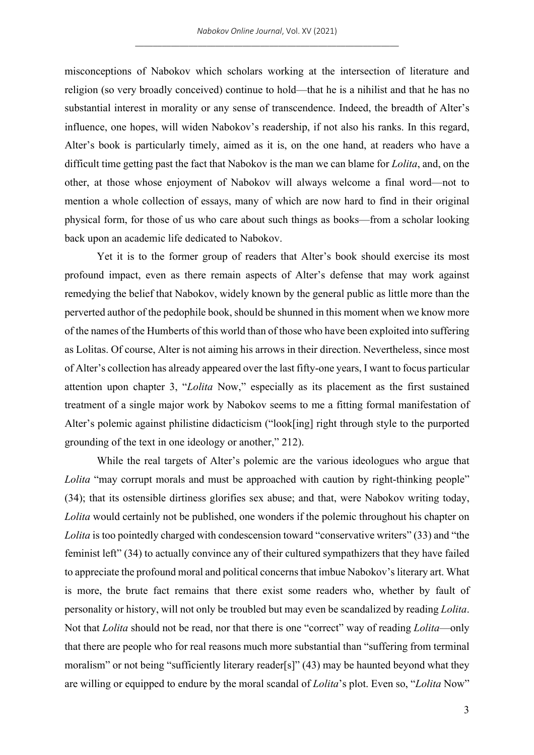misconceptions of Nabokov which scholars working at the intersection of literature and religion (so very broadly conceived) continue to hold—that he is a nihilist and that he has no substantial interest in morality or any sense of transcendence. Indeed, the breadth of Alter's influence, one hopes, will widen Nabokov's readership, if not also his ranks. In this regard, Alter's book is particularly timely, aimed as it is, on the one hand, at readers who have a difficult time getting past the fact that Nabokov is the man we can blame for *Lolita*, and, on the other, at those whose enjoyment of Nabokov will always welcome a final word—not to mention a whole collection of essays, many of which are now hard to find in their original physical form, for those of us who care about such things as books—from a scholar looking back upon an academic life dedicated to Nabokov.

Yet it is to the former group of readers that Alter's book should exercise its most profound impact, even as there remain aspects of Alter's defense that may work against remedying the belief that Nabokov, widely known by the general public as little more than the perverted author of the pedophile book, should be shunned in this moment when we know more of the names of the Humberts of this world than of those who have been exploited into suffering as Lolitas. Of course, Alter is not aiming his arrows in their direction. Nevertheless, since most of Alter's collection has already appeared over the last fifty-one years, I want to focus particular attention upon chapter 3, "*Lolita* Now," especially as its placement as the first sustained treatment of a single major work by Nabokov seems to me a fitting formal manifestation of Alter's polemic against philistine didacticism ("look[ing] right through style to the purported grounding of the text in one ideology or another," 212).

While the real targets of Alter's polemic are the various ideologues who argue that *Lolita* "may corrupt morals and must be approached with caution by right-thinking people" (34); that its ostensible dirtiness glorifies sex abuse; and that, were Nabokov writing today, *Lolita* would certainly not be published, one wonders if the polemic throughout his chapter on *Lolita* is too pointedly charged with condescension toward "conservative writers" (33) and "the feminist left" (34) to actually convince any of their cultured sympathizers that they have failed to appreciate the profound moral and political concerns that imbue Nabokov's literary art. What is more, the brute fact remains that there exist some readers who, whether by fault of personality or history, will not only be troubled but may even be scandalized by reading *Lolita*. Not that *Lolita* should not be read, nor that there is one "correct" way of reading *Lolita*—only that there are people who for real reasons much more substantial than "suffering from terminal moralism" or not being "sufficiently literary reader[s]" (43) may be haunted beyond what they are willing or equipped to endure by the moral scandal of *Lolita*'s plot. Even so, "*Lolita* Now"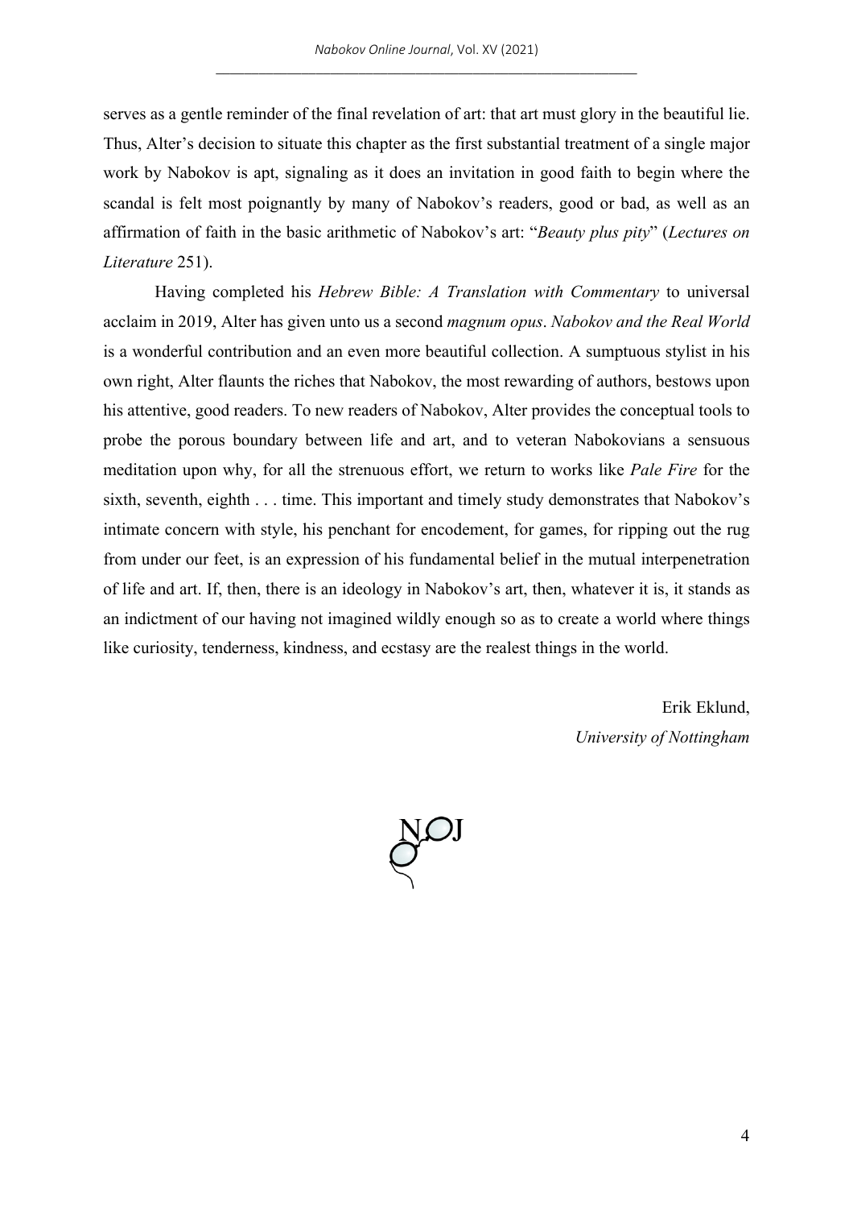serves as a gentle reminder of the final revelation of art: that art must glory in the beautiful lie. Thus, Alter's decision to situate this chapter as the first substantial treatment of a single major work by Nabokov is apt, signaling as it does an invitation in good faith to begin where the scandal is felt most poignantly by many of Nabokov's readers, good or bad, as well as an affirmation of faith in the basic arithmetic of Nabokov's art: "*Beauty plus pity*" (*Lectures on Literature* 251).

Having completed his *Hebrew Bible: A Translation with Commentary* to universal acclaim in 2019, Alter has given unto us a second *magnum opus*. *Nabokov and the Real World* is a wonderful contribution and an even more beautiful collection. A sumptuous stylist in his own right, Alter flaunts the riches that Nabokov, the most rewarding of authors, bestows upon his attentive, good readers. To new readers of Nabokov, Alter provides the conceptual tools to probe the porous boundary between life and art, and to veteran Nabokovians a sensuous meditation upon why, for all the strenuous effort, we return to works like *Pale Fire* for the sixth, seventh, eighth . . . time. This important and timely study demonstrates that Nabokov's intimate concern with style, his penchant for encodement, for games, for ripping out the rug from under our feet, is an expression of his fundamental belief in the mutual interpenetration of life and art. If, then, there is an ideology in Nabokov's art, then, whatever it is, it stands as an indictment of our having not imagined wildly enough so as to create a world where things like curiosity, tenderness, kindness, and ecstasy are the realest things in the world.

Erik Eklund,
*University of Nottingham*

NOJ